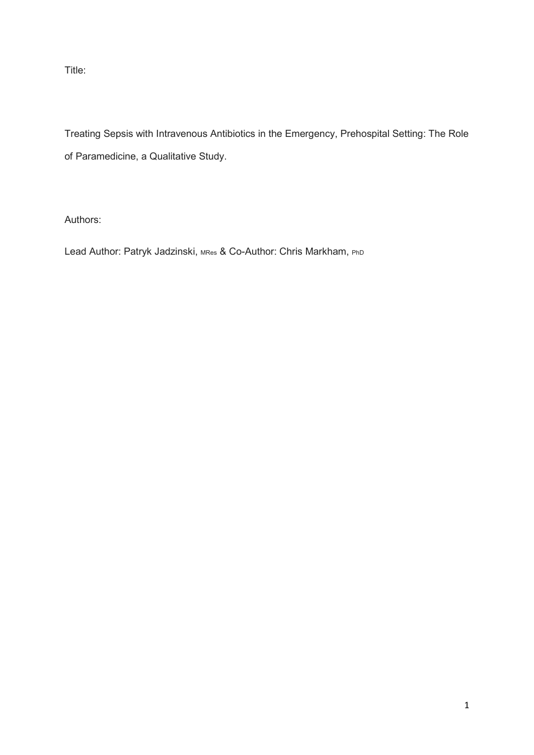Title:

Treating Sepsis with Intravenous Antibiotics in the Emergency, Prehospital Setting: The Role of Paramedicine, a Qualitative Study.

Authors:

Lead Author: Patryk Jadzinski, MRes & Co-Author: Chris Markham, PhD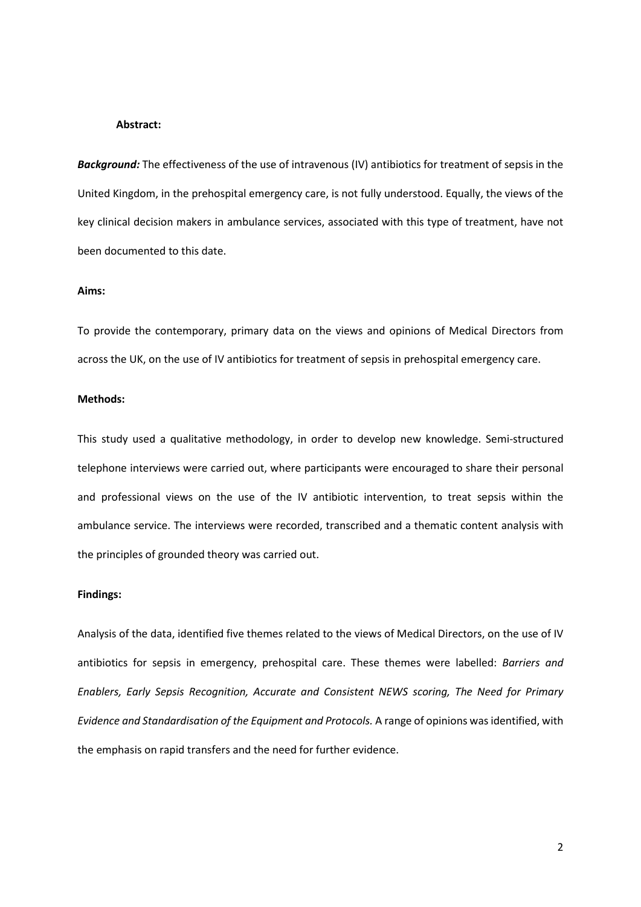**Abstract:**

***Background:*** The effectiveness of the use of intravenous (IV) antibiotics for treatment of sepsis in the United Kingdom, in the prehospital emergency care, is not fully understood. Equally, the views of the key clinical decision makers in ambulance services, associated with this type of treatment, have not been documented to this date.

**Aims:**

To provide the contemporary, primary data on the views and opinions of Medical Directors from across the UK, on the use of IV antibiotics for treatment of sepsis in prehospital emergency care.

**Methods:**

This study used a qualitative methodology, in order to develop new knowledge. Semi-structured telephone interviews were carried out, where participants were encouraged to share their personal and professional views on the use of the IV antibiotic intervention, to treat sepsis within the ambulance service. The interviews were recorded, transcribed and a thematic content analysis with the principles of grounded theory was carried out.

**Findings:**

Analysis of the data, identified five themes related to the views of Medical Directors, on the use of IV antibiotics for sepsis in emergency, prehospital care. These themes were labelled: *Barriers and Enablers, Early Sepsis Recognition, Accurate and Consistent NEWS scoring, The Need for Primary Evidence and Standardisation of the Equipment and Protocols.* A range of opinions was identified, with the emphasis on rapid transfers and the need for further evidence.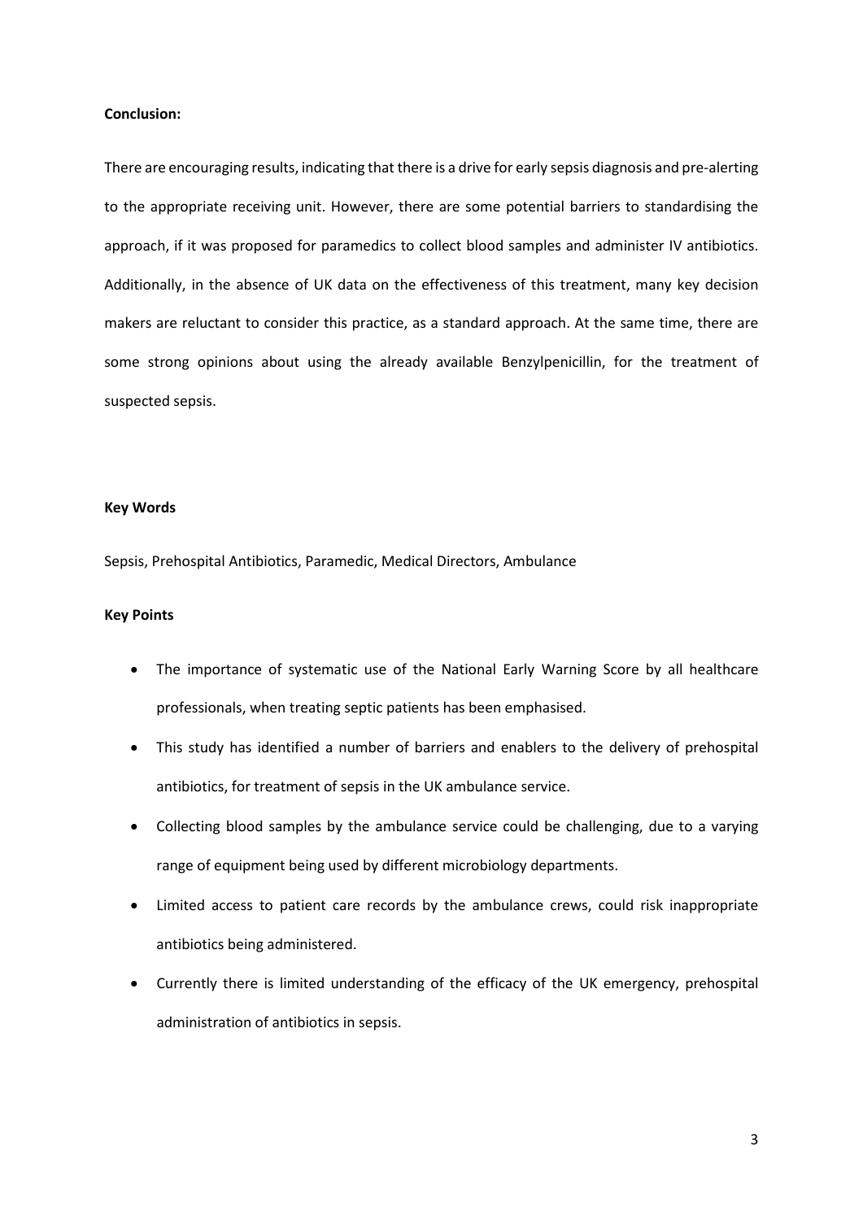**Conclusion:**

There are encouraging results, indicating that there is a drive for early sepsis diagnosis and pre-alerting to the appropriate receiving unit. However, there are some potential barriers to standardising the approach, if it was proposed for paramedics to collect blood samples and administer IV antibiotics. Additionally, in the absence of UK data on the effectiveness of this treatment, many key decision makers are reluctant to consider this practice, as a standard approach. At the same time, there are some strong opinions about using the already available Benzylpenicillin, for the treatment of suspected sepsis.

**Key Words**

Sepsis, Prehospital Antibiotics, Paramedic, Medical Directors, Ambulance

**Key Points**

- The importance of systematic use of the National Early Warning Score by all healthcare professionals, when treating septic patients has been emphasised.
- This study has identified a number of barriers and enablers to the delivery of prehospital antibiotics, for treatment of sepsis in the UK ambulance service.
- Collecting blood samples by the ambulance service could be challenging, due to a varying range of equipment being used by different microbiology departments.
- Limited access to patient care records by the ambulance crews, could risk inappropriate antibiotics being administered.
- Currently there is limited understanding of the efficacy of the UK emergency, prehospital administration of antibiotics in sepsis.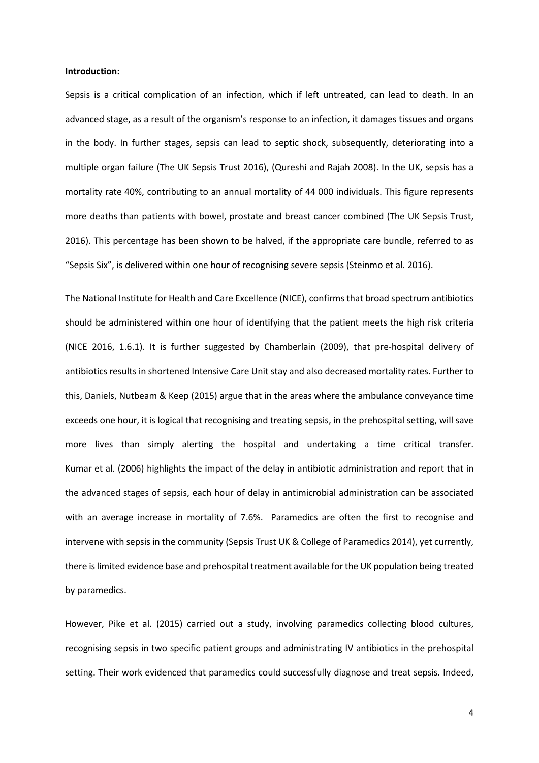**Introduction:**

Sepsis is a critical complication of an infection, which if left untreated, can lead to death. In an advanced stage, as a result of the organism's response to an infection, it damages tissues and organs in the body. In further stages, sepsis can lead to septic shock, subsequently, deteriorating into a multiple organ failure (The UK Sepsis Trust 2016), (Qureshi and Rajah 2008). In the UK, sepsis has a mortality rate 40%, contributing to an annual mortality of 44 000 individuals. This figure represents more deaths than patients with bowel, prostate and breast cancer combined (The UK Sepsis Trust, 2016). This percentage has been shown to be halved, if the appropriate care bundle, referred to as "Sepsis Six", is delivered within one hour of recognising severe sepsis (Steinmo et al. 2016).

The National Institute for Health and Care Excellence (NICE), confirms that broad spectrum antibiotics should be administered within one hour of identifying that the patient meets the high risk criteria (NICE 2016, 1.6.1). It is further suggested by Chamberlain (2009), that pre-hospital delivery of antibiotics results in shortened Intensive Care Unit stay and also decreased mortality rates. Further to this, Daniels, Nutbeam & Keep (2015) argue that in the areas where the ambulance conveyance time exceeds one hour, it is logical that recognising and treating sepsis, in the prehospital setting, will save more lives than simply alerting the hospital and undertaking a time critical transfer. Kumar et al. (2006) highlights the impact of the delay in antibiotic administration and report that in the advanced stages of sepsis, each hour of delay in antimicrobial administration can be associated with an average increase in mortality of 7.6%. Paramedics are often the first to recognise and intervene with sepsis in the community (Sepsis Trust UK & College of Paramedics 2014), yet currently, there is limited evidence base and prehospital treatment available for the UK population being treated by paramedics.

However, Pike et al. (2015) carried out a study, involving paramedics collecting blood cultures, recognising sepsis in two specific patient groups and administrating IV antibiotics in the prehospital setting. Their work evidenced that paramedics could successfully diagnose and treat sepsis. Indeed,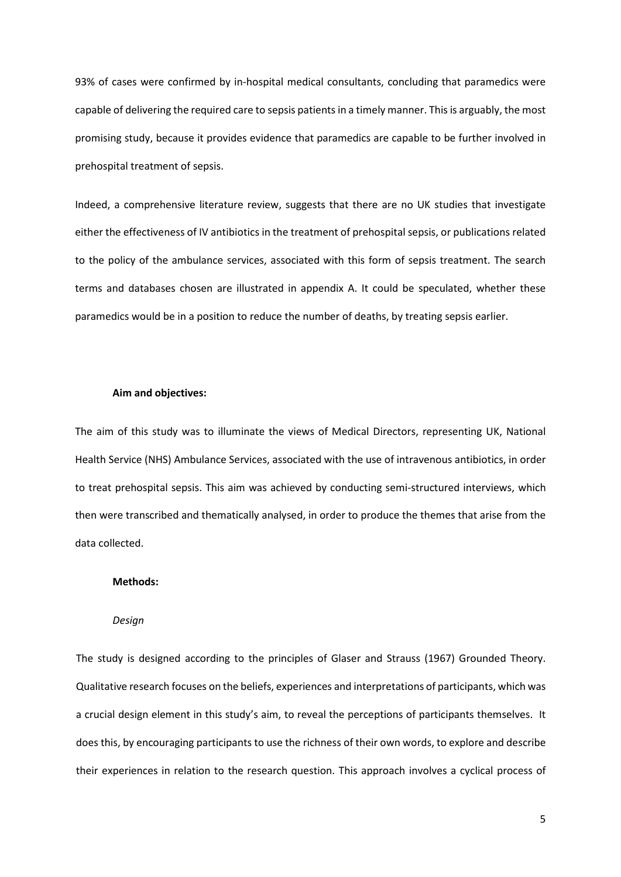93% of cases were confirmed by in-hospital medical consultants, concluding that paramedics were capable of delivering the required care to sepsis patients in a timely manner. This is arguably, the most promising study, because it provides evidence that paramedics are capable to be further involved in prehospital treatment of sepsis.

Indeed, a comprehensive literature review, suggests that there are no UK studies that investigate either the effectiveness of IV antibiotics in the treatment of prehospital sepsis, or publications related to the policy of the ambulance services, associated with this form of sepsis treatment. The search terms and databases chosen are illustrated in appendix A. It could be speculated, whether these paramedics would be in a position to reduce the number of deaths, by treating sepsis earlier.

**Aim and objectives:**

The aim of this study was to illuminate the views of Medical Directors, representing UK, National Health Service (NHS) Ambulance Services, associated with the use of intravenous antibiotics, in order to treat prehospital sepsis. This aim was achieved by conducting semi-structured interviews, which then were transcribed and thematically analysed, in order to produce the themes that arise from the data collected.

**Methods:**

*Design*

The study is designed according to the principles of Glaser and Strauss (1967) Grounded Theory. Qualitative research focuses on the beliefs, experiences and interpretations of participants, which was a crucial design element in this study's aim, to reveal the perceptions of participants themselves. It does this, by encouraging participants to use the richness of their own words, to explore and describe their experiences in relation to the research question. This approach involves a cyclical process of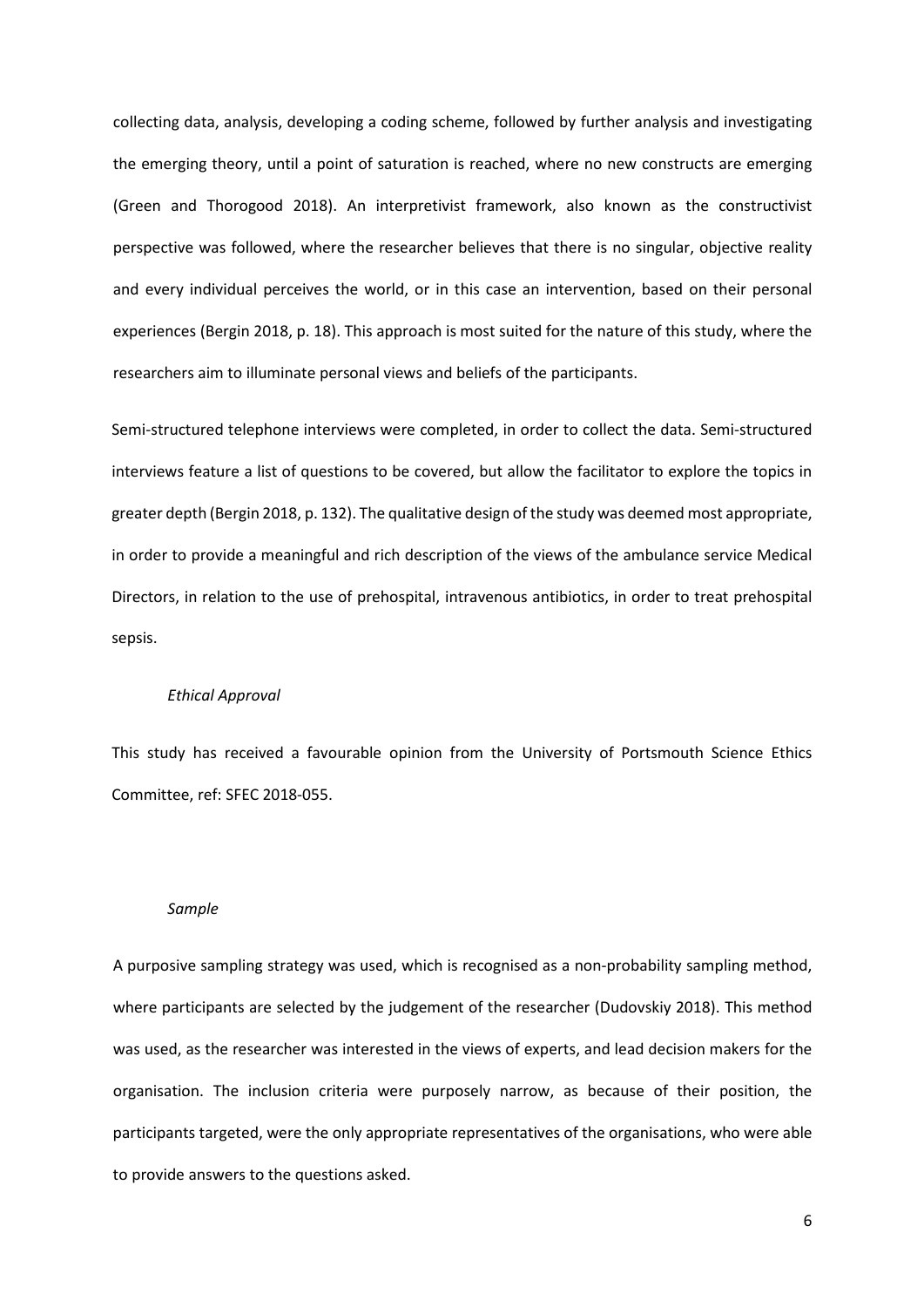collecting data, analysis, developing a coding scheme, followed by further analysis and investigating the emerging theory, until a point of saturation is reached, where no new constructs are emerging (Green and Thorogood 2018). An interpretivist framework, also known as the constructivist perspective was followed, where the researcher believes that there is no singular, objective reality and every individual perceives the world, or in this case an intervention, based on their personal experiences (Bergin 2018, p. 18). This approach is most suited for the nature of this study, where the researchers aim to illuminate personal views and beliefs of the participants.

Semi-structured telephone interviews were completed, in order to collect the data. Semi-structured interviews feature a list of questions to be covered, but allow the facilitator to explore the topics in greater depth (Bergin 2018, p. 132). The qualitative design of the study was deemed most appropriate, in order to provide a meaningful and rich description of the views of the ambulance service Medical Directors, in relation to the use of prehospital, intravenous antibiotics, in order to treat prehospital sepsis.

*Ethical Approval*

This study has received a favourable opinion from the University of Portsmouth Science Ethics Committee, ref: SFEC 2018-055.

*Sample*

A purposive sampling strategy was used, which is recognised as a non-probability sampling method, where participants are selected by the judgement of the researcher (Dudovskiy 2018). This method was used, as the researcher was interested in the views of experts, and lead decision makers for the organisation. The inclusion criteria were purposely narrow, as because of their position, the participants targeted, were the only appropriate representatives of the organisations, who were able to provide answers to the questions asked.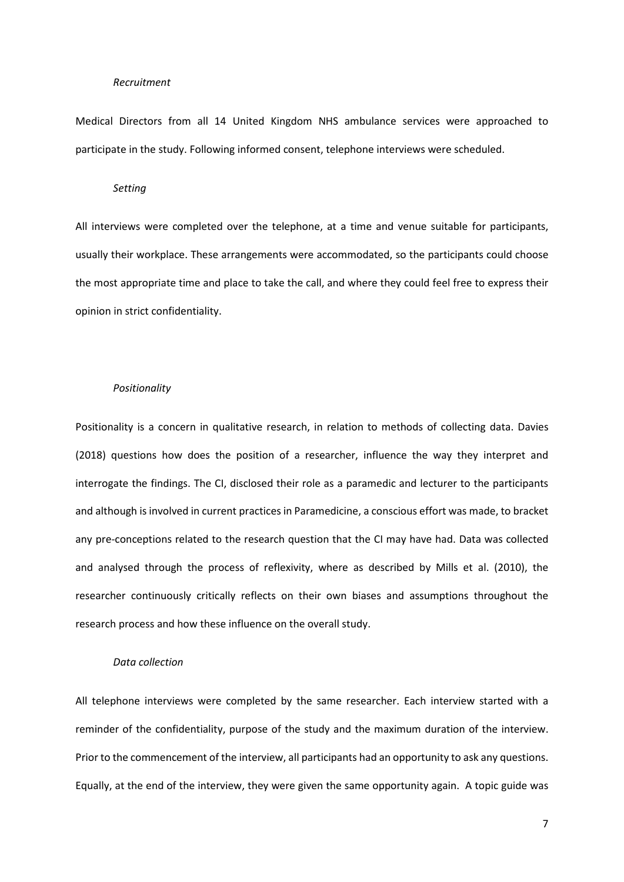*Recruitment*

Medical Directors from all 14 United Kingdom NHS ambulance services were approached to participate in the study. Following informed consent, telephone interviews were scheduled.

*Setting*

All interviews were completed over the telephone, at a time and venue suitable for participants, usually their workplace. These arrangements were accommodated, so the participants could choose the most appropriate time and place to take the call, and where they could feel free to express their opinion in strict confidentiality.

*Positionality*

Positionality is a concern in qualitative research, in relation to methods of collecting data. Davies (2018) questions how does the position of a researcher, influence the way they interpret and interrogate the findings. The CI, disclosed their role as a paramedic and lecturer to the participants and although is involved in current practices in Paramedicine, a conscious effort was made, to bracket any pre-conceptions related to the research question that the CI may have had. Data was collected and analysed through the process of reflexivity, where as described by Mills et al. (2010), the researcher continuously critically reflects on their own biases and assumptions throughout the research process and how these influence on the overall study.

*Data collection*

All telephone interviews were completed by the same researcher. Each interview started with a reminder of the confidentiality, purpose of the study and the maximum duration of the interview. Prior to the commencement of the interview, all participants had an opportunity to ask any questions. Equally, at the end of the interview, they were given the same opportunity again. A topic guide was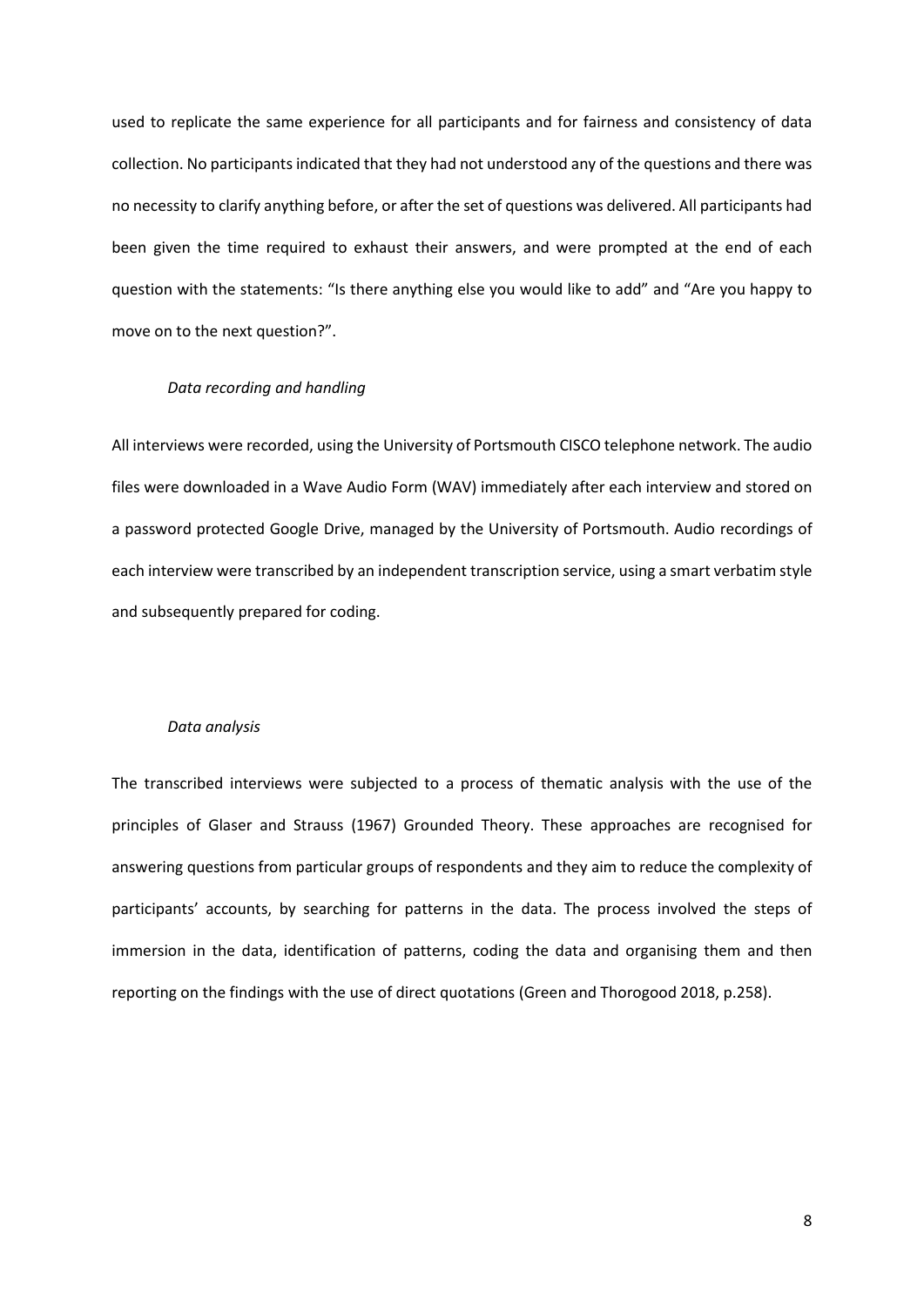used to replicate the same experience for all participants and for fairness and consistency of data collection. No participants indicated that they had not understood any of the questions and there was no necessity to clarify anything before, or after the set of questions was delivered. All participants had been given the time required to exhaust their answers, and were prompted at the end of each question with the statements: "Is there anything else you would like to add" and "Are you happy to move on to the next question?".

*Data recording and handling*

All interviews were recorded, using the University of Portsmouth CISCO telephone network. The audio files were downloaded in a Wave Audio Form (WAV) immediately after each interview and stored on a password protected Google Drive, managed by the University of Portsmouth. Audio recordings of each interview were transcribed by an independent transcription service, using a smart verbatim style and subsequently prepared for coding.

*Data analysis*

The transcribed interviews were subjected to a process of thematic analysis with the use of the principles of Glaser and Strauss (1967) Grounded Theory. These approaches are recognised for answering questions from particular groups of respondents and they aim to reduce the complexity of participants' accounts, by searching for patterns in the data. The process involved the steps of immersion in the data, identification of patterns, coding the data and organising them and then reporting on the findings with the use of direct quotations (Green and Thorogood 2018, p.258).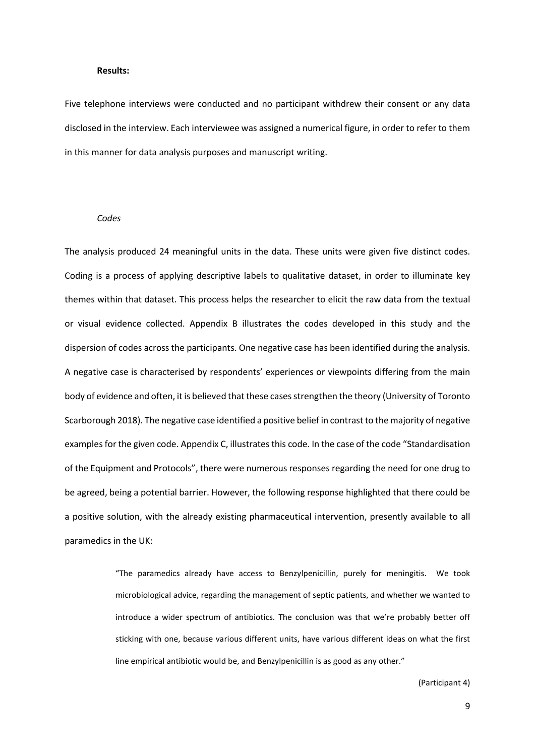**Results:**

Five telephone interviews were conducted and no participant withdrew their consent or any data disclosed in the interview. Each interviewee was assigned a numerical figure, in order to refer to them in this manner for data analysis purposes and manuscript writing.

*Codes*

The analysis produced 24 meaningful units in the data. These units were given five distinct codes. Coding is a process of applying descriptive labels to qualitative dataset, in order to illuminate key themes within that dataset. This process helps the researcher to elicit the raw data from the textual or visual evidence collected. Appendix B illustrates the codes developed in this study and the dispersion of codes across the participants. One negative case has been identified during the analysis. A negative case is characterised by respondents' experiences or viewpoints differing from the main body of evidence and often, it is believed that these cases strengthen the theory (University of Toronto Scarborough 2018). The negative case identified a positive belief in contrast to the majority of negative examples for the given code. Appendix C, illustrates this code. In the case of the code "Standardisation of the Equipment and Protocols", there were numerous responses regarding the need for one drug to be agreed, being a potential barrier. However, the following response highlighted that there could be a positive solution, with the already existing pharmaceutical intervention, presently available to all paramedics in the UK:

> "The paramedics already have access to Benzylpenicillin, purely for meningitis. We took microbiological advice, regarding the management of septic patients, and whether we wanted to introduce a wider spectrum of antibiotics. The conclusion was that we're probably better off sticking with one, because various different units, have various different ideas on what the first line empirical antibiotic would be, and Benzylpenicillin is as good as any other."
>
> (Participant 4)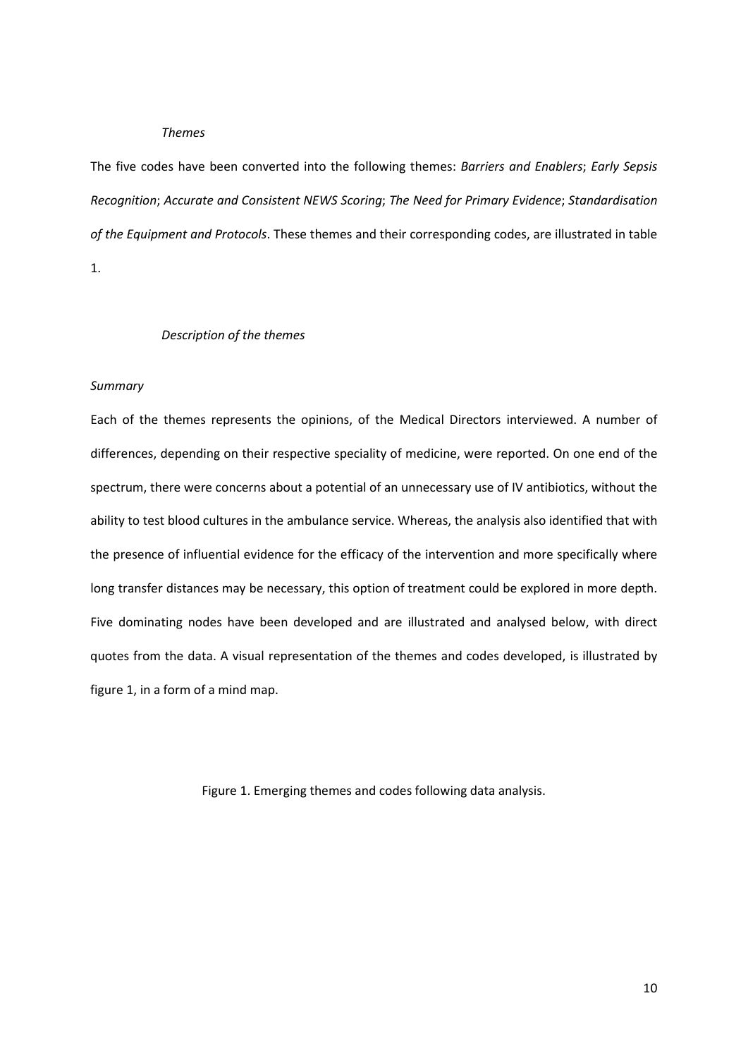*Themes*

The five codes have been converted into the following themes: *Barriers and Enablers*; *Early Sepsis Recognition*; *Accurate and Consistent NEWS Scoring*; *The Need for Primary Evidence*; *Standardisation of the Equipment and Protocols*. These themes and their corresponding codes, are illustrated in table 1.

*Description of the themes*

*Summary*

Each of the themes represents the opinions, of the Medical Directors interviewed. A number of differences, depending on their respective speciality of medicine, were reported. On one end of the spectrum, there were concerns about a potential of an unnecessary use of IV antibiotics, without the ability to test blood cultures in the ambulance service. Whereas, the analysis also identified that with the presence of influential evidence for the efficacy of the intervention and more specifically where long transfer distances may be necessary, this option of treatment could be explored in more depth. Five dominating nodes have been developed and are illustrated and analysed below, with direct quotes from the data. A visual representation of the themes and codes developed, is illustrated by figure 1, in a form of a mind map.

Figure 1. Emerging themes and codes following data analysis.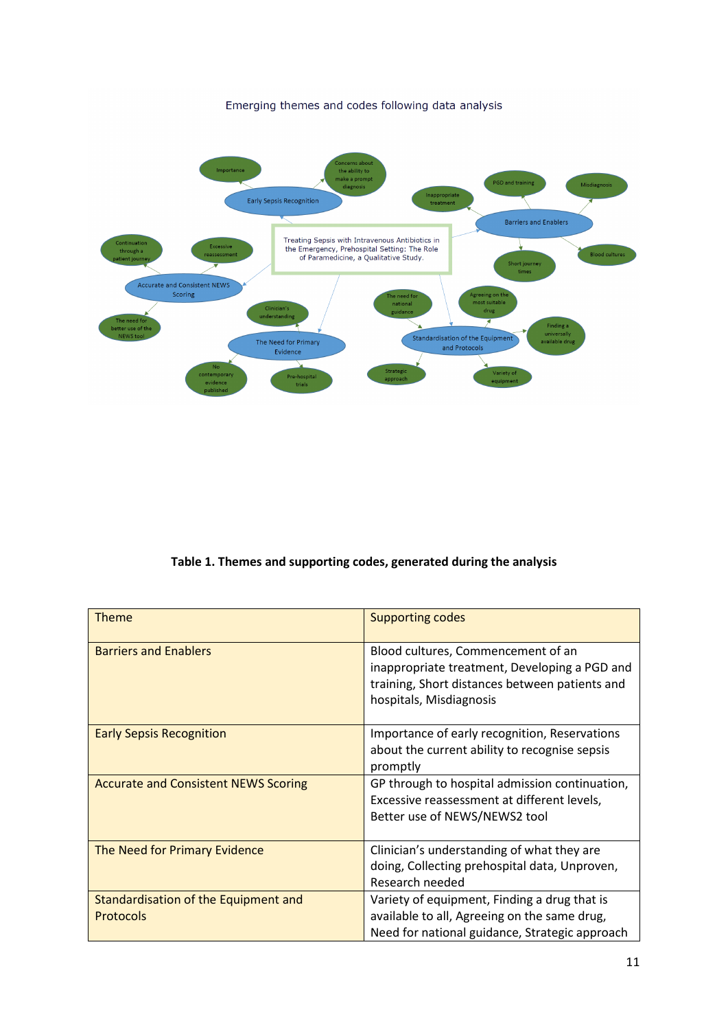Emerging themes and codes following data analysis

Treating Sepsis with Intravenous Antibiotics in the Emergency, Prehospital Setting: The Role of Paramedicine, a Qualitative Study.

- Early Sepsis Recognition
  - Importance
  - Concerns about the ability to make a prompt diagnosis
- Barriers and Enablers
  - Inappropriate treatment
  - PGD and training
  - Misdiagnosis
  - Short journey times
  - Blood cultures
- Accurate and Consistent NEWS Scoring
  - Continuation through a patient journey
  - Excessive reassessment
  - The need for better use of the NEWS tool
- The Need for Primary Evidence
  - Clinician's understanding
  - No contemporary evidence published
  - Pre-hospital trials
- Standardisation of the Equipment and Protocols
  - The need for national guidance
  - Agreeing on the most suitable drug
  - Finding a universally available drug
  - Strategic approach
  - Variety of equipment

**Table 1. Themes and supporting codes, generated during the analysis**

| Theme | Supporting codes |
|---|---|
| Barriers and Enablers | Blood cultures, Commencement of an inappropriate treatment, Developing a PGD and training, Short distances between patients and hospitals, Misdiagnosis |
| Early Sepsis Recognition | Importance of early recognition, Reservations about the current ability to recognise sepsis promptly |
| Accurate and Consistent NEWS Scoring | GP through to hospital admission continuation, Excessive reassessment at different levels, Better use of NEWS/NEWS2 tool |
| The Need for Primary Evidence | Clinician's understanding of what they are doing, Collecting prehospital data, Unproven, Research needed |
| Standardisation of the Equipment and Protocols | Variety of equipment, Finding a drug that is available to all, Agreeing on the same drug, Need for national guidance, Strategic approach |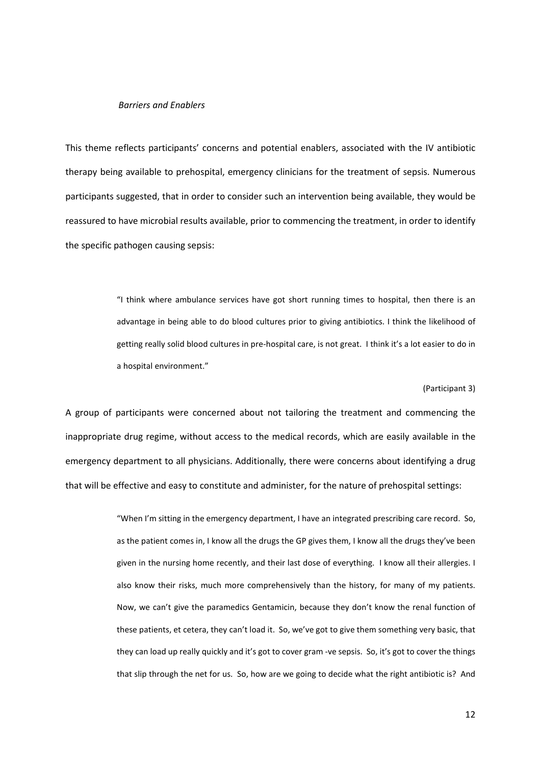*Barriers and Enablers*

This theme reflects participants' concerns and potential enablers, associated with the IV antibiotic therapy being available to prehospital, emergency clinicians for the treatment of sepsis. Numerous participants suggested, that in order to consider such an intervention being available, they would be reassured to have microbial results available, prior to commencing the treatment, in order to identify the specific pathogen causing sepsis:

> "I think where ambulance services have got short running times to hospital, then there is an advantage in being able to do blood cultures prior to giving antibiotics. I think the likelihood of getting really solid blood cultures in pre-hospital care, is not great. I think it's a lot easier to do in a hospital environment."
>
> (Participant 3)

A group of participants were concerned about not tailoring the treatment and commencing the inappropriate drug regime, without access to the medical records, which are easily available in the emergency department to all physicians. Additionally, there were concerns about identifying a drug that will be effective and easy to constitute and administer, for the nature of prehospital settings:

> "When I'm sitting in the emergency department, I have an integrated prescribing care record. So, as the patient comes in, I know all the drugs the GP gives them, I know all the drugs they've been given in the nursing home recently, and their last dose of everything. I know all their allergies. I also know their risks, much more comprehensively than the history, for many of my patients. Now, we can't give the paramedics Gentamicin, because they don't know the renal function of these patients, et cetera, they can't load it. So, we've got to give them something very basic, that they can load up really quickly and it's got to cover gram -ve sepsis. So, it's got to cover the things that slip through the net for us. So, how are we going to decide what the right antibiotic is? And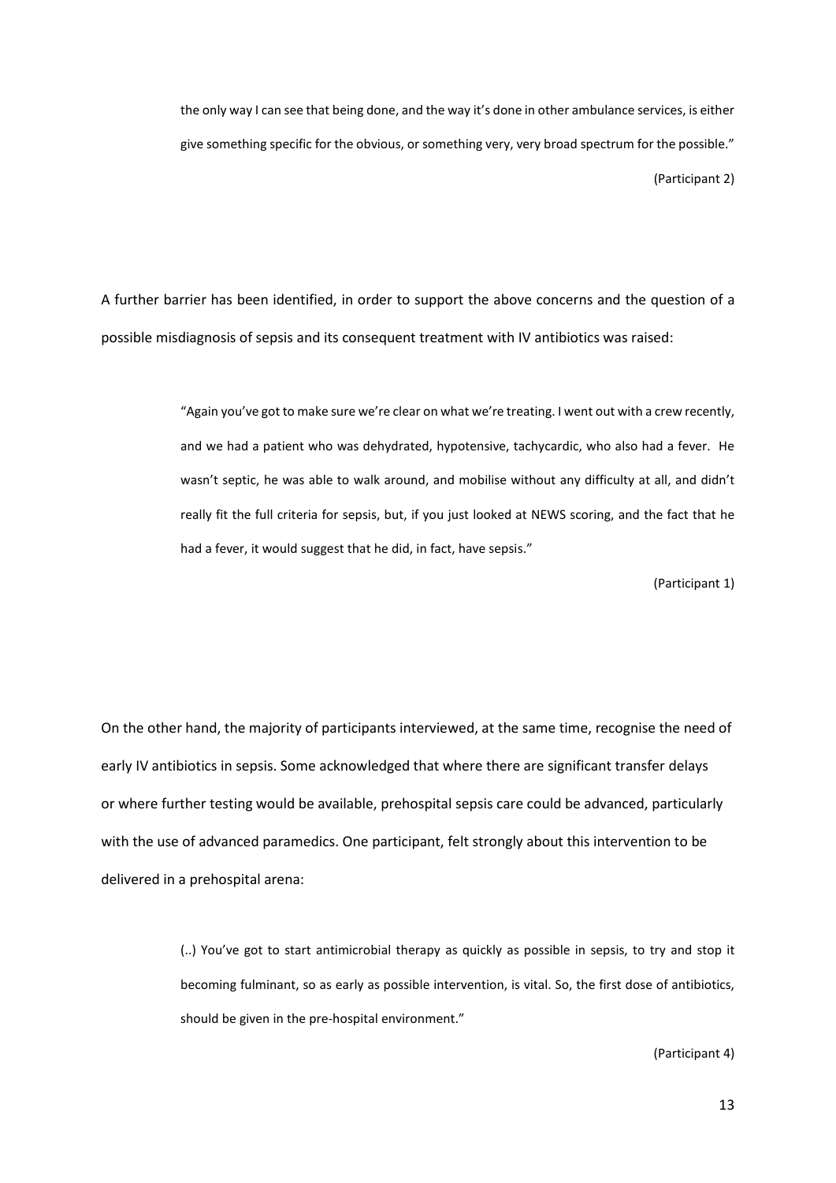> the only way I can see that being done, and the way it's done in other ambulance services, is either give something specific for the obvious, or something very, very broad spectrum for the possible."
>
> (Participant 2)

A further barrier has been identified, in order to support the above concerns and the question of a possible misdiagnosis of sepsis and its consequent treatment with IV antibiotics was raised:

> "Again you've got to make sure we're clear on what we're treating. I went out with a crew recently, and we had a patient who was dehydrated, hypotensive, tachycardic, who also had a fever. He wasn't septic, he was able to walk around, and mobilise without any difficulty at all, and didn't really fit the full criteria for sepsis, but, if you just looked at NEWS scoring, and the fact that he had a fever, it would suggest that he did, in fact, have sepsis."
>
> (Participant 1)

On the other hand, the majority of participants interviewed, at the same time, recognise the need of early IV antibiotics in sepsis. Some acknowledged that where there are significant transfer delays or where further testing would be available, prehospital sepsis care could be advanced, particularly with the use of advanced paramedics. One participant, felt strongly about this intervention to be delivered in a prehospital arena:

> (..) You've got to start antimicrobial therapy as quickly as possible in sepsis, to try and stop it becoming fulminant, so as early as possible intervention, is vital. So, the first dose of antibiotics, should be given in the pre-hospital environment."
>
> (Participant 4)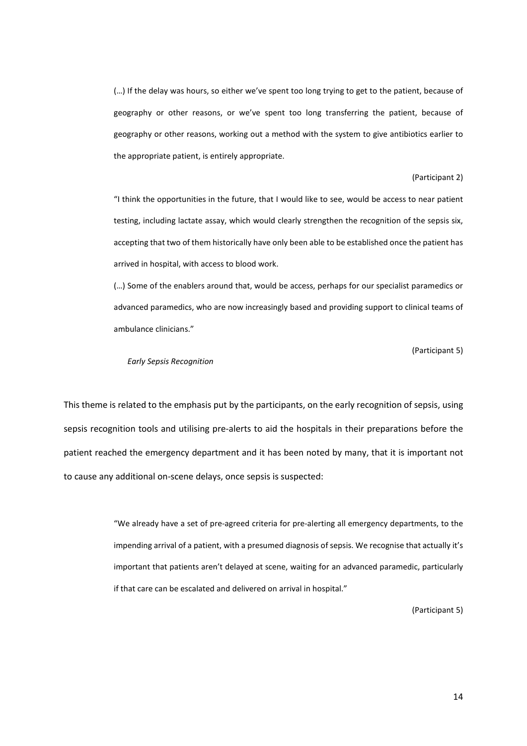(…) If the delay was hours, so either we've spent too long trying to get to the patient, because of geography or other reasons, or we've spent too long transferring the patient, because of geography or other reasons, working out a method with the system to give antibiotics earlier to the appropriate patient, is entirely appropriate.

(Participant 2)

"I think the opportunities in the future, that I would like to see, would be access to near patient testing, including lactate assay, which would clearly strengthen the recognition of the sepsis six, accepting that two of them historically have only been able to be established once the patient has arrived in hospital, with access to blood work.

(…) Some of the enablers around that, would be access, perhaps for our specialist paramedics or advanced paramedics, who are now increasingly based and providing support to clinical teams of ambulance clinicians."

(Participant 5)

*Early Sepsis Recognition*

This theme is related to the emphasis put by the participants, on the early recognition of sepsis, using sepsis recognition tools and utilising pre-alerts to aid the hospitals in their preparations before the patient reached the emergency department and it has been noted by many, that it is important not to cause any additional on-scene delays, once sepsis is suspected:

"We already have a set of pre-agreed criteria for pre-alerting all emergency departments, to the impending arrival of a patient, with a presumed diagnosis of sepsis. We recognise that actually it's important that patients aren't delayed at scene, waiting for an advanced paramedic, particularly if that care can be escalated and delivered on arrival in hospital."

(Participant 5)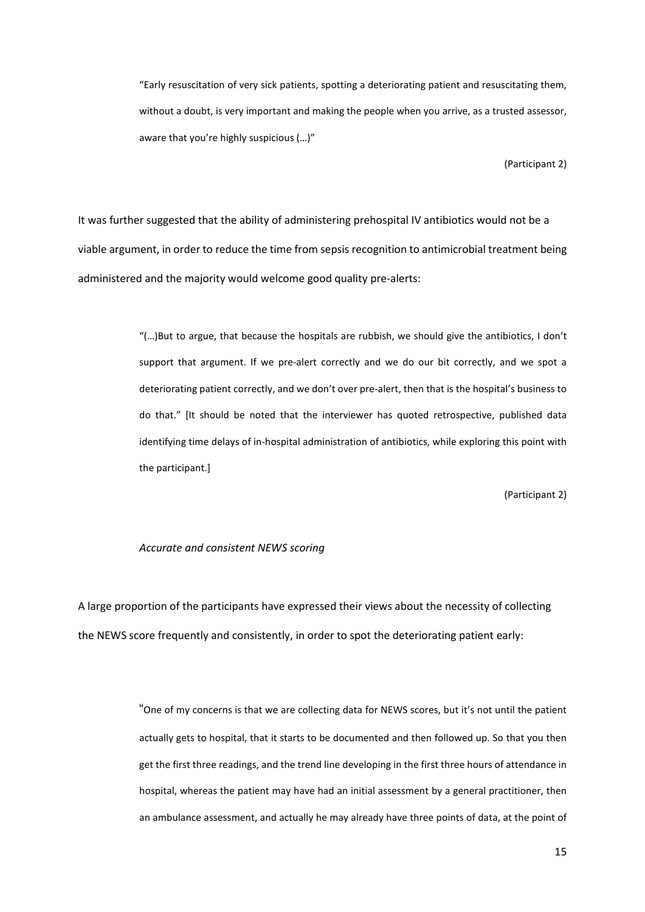> "Early resuscitation of very sick patients, spotting a deteriorating patient and resuscitating them, without a doubt, is very important and making the people when you arrive, as a trusted assessor, aware that you're highly suspicious (…)"
>
> (Participant 2)

It was further suggested that the ability of administering prehospital IV antibiotics would not be a viable argument, in order to reduce the time from sepsis recognition to antimicrobial treatment being administered and the majority would welcome good quality pre-alerts:

> "(…)But to argue, that because the hospitals are rubbish, we should give the antibiotics, I don't support that argument. If we pre-alert correctly and we do our bit correctly, and we spot a deteriorating patient correctly, and we don't over pre-alert, then that is the hospital's business to do that." [It should be noted that the interviewer has quoted retrospective, published data identifying time delays of in-hospital administration of antibiotics, while exploring this point with the participant.]
>
> (Participant 2)

*Accurate and consistent NEWS scoring*

A large proportion of the participants have expressed their views about the necessity of collecting the NEWS score frequently and consistently, in order to spot the deteriorating patient early:

> "One of my concerns is that we are collecting data for NEWS scores, but it's not until the patient actually gets to hospital, that it starts to be documented and then followed up. So that you then get the first three readings, and the trend line developing in the first three hours of attendance in hospital, whereas the patient may have had an initial assessment by a general practitioner, then an ambulance assessment, and actually he may already have three points of data, at the point of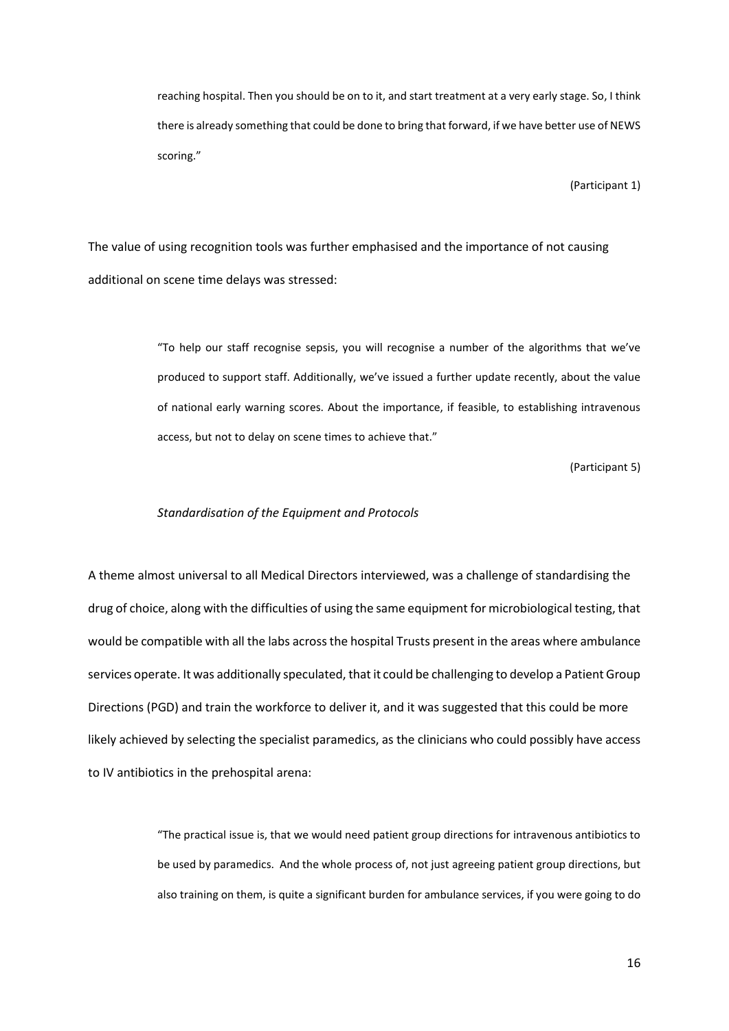> reaching hospital. Then you should be on to it, and start treatment at a very early stage. So, I think there is already something that could be done to bring that forward, if we have better use of NEWS scoring."
>
> (Participant 1)

The value of using recognition tools was further emphasised and the importance of not causing additional on scene time delays was stressed:

> "To help our staff recognise sepsis, you will recognise a number of the algorithms that we've produced to support staff. Additionally, we've issued a further update recently, about the value of national early warning scores. About the importance, if feasible, to establishing intravenous access, but not to delay on scene times to achieve that."
>
> (Participant 5)

*Standardisation of the Equipment and Protocols*

A theme almost universal to all Medical Directors interviewed, was a challenge of standardising the drug of choice, along with the difficulties of using the same equipment for microbiological testing, that would be compatible with all the labs across the hospital Trusts present in the areas where ambulance services operate. It was additionally speculated, that it could be challenging to develop a Patient Group Directions (PGD) and train the workforce to deliver it, and it was suggested that this could be more likely achieved by selecting the specialist paramedics, as the clinicians who could possibly have access to IV antibiotics in the prehospital arena:

> "The practical issue is, that we would need patient group directions for intravenous antibiotics to be used by paramedics. And the whole process of, not just agreeing patient group directions, but also training on them, is quite a significant burden for ambulance services, if you were going to do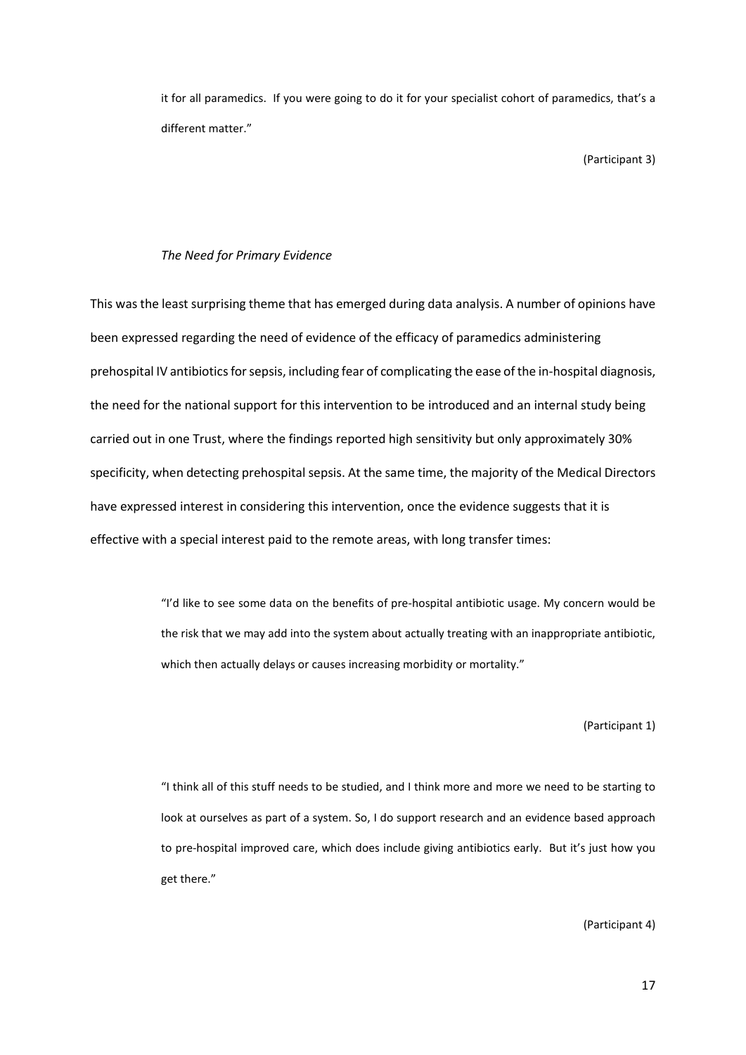> it for all paramedics. If you were going to do it for your specialist cohort of paramedics, that's a different matter."
>
> (Participant 3)

### *The Need for Primary Evidence*

This was the least surprising theme that has emerged during data analysis. A number of opinions have been expressed regarding the need of evidence of the efficacy of paramedics administering prehospital IV antibiotics for sepsis, including fear of complicating the ease of the in-hospital diagnosis, the need for the national support for this intervention to be introduced and an internal study being carried out in one Trust, where the findings reported high sensitivity but only approximately 30% specificity, when detecting prehospital sepsis. At the same time, the majority of the Medical Directors have expressed interest in considering this intervention, once the evidence suggests that it is effective with a special interest paid to the remote areas, with long transfer times:

> "I'd like to see some data on the benefits of pre-hospital antibiotic usage. My concern would be the risk that we may add into the system about actually treating with an inappropriate antibiotic, which then actually delays or causes increasing morbidity or mortality."
>
> (Participant 1)

> "I think all of this stuff needs to be studied, and I think more and more we need to be starting to look at ourselves as part of a system. So, I do support research and an evidence based approach to pre-hospital improved care, which does include giving antibiotics early. But it's just how you get there."
>
> (Participant 4)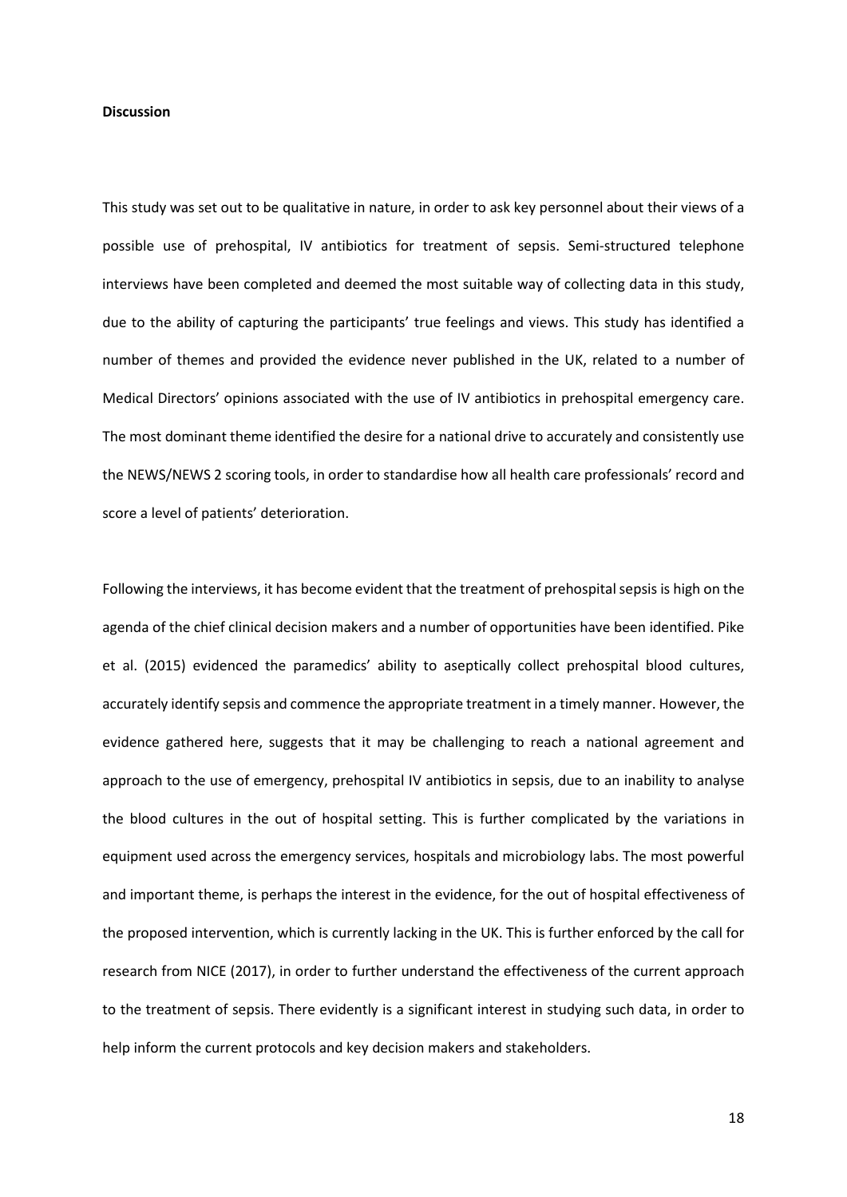**Discussion**

This study was set out to be qualitative in nature, in order to ask key personnel about their views of a possible use of prehospital, IV antibiotics for treatment of sepsis. Semi-structured telephone interviews have been completed and deemed the most suitable way of collecting data in this study, due to the ability of capturing the participants' true feelings and views. This study has identified a number of themes and provided the evidence never published in the UK, related to a number of Medical Directors' opinions associated with the use of IV antibiotics in prehospital emergency care. The most dominant theme identified the desire for a national drive to accurately and consistently use the NEWS/NEWS 2 scoring tools, in order to standardise how all health care professionals' record and score a level of patients' deterioration.

Following the interviews, it has become evident that the treatment of prehospital sepsis is high on the agenda of the chief clinical decision makers and a number of opportunities have been identified. Pike et al. (2015) evidenced the paramedics' ability to aseptically collect prehospital blood cultures, accurately identify sepsis and commence the appropriate treatment in a timely manner. However, the evidence gathered here, suggests that it may be challenging to reach a national agreement and approach to the use of emergency, prehospital IV antibiotics in sepsis, due to an inability to analyse the blood cultures in the out of hospital setting. This is further complicated by the variations in equipment used across the emergency services, hospitals and microbiology labs. The most powerful and important theme, is perhaps the interest in the evidence, for the out of hospital effectiveness of the proposed intervention, which is currently lacking in the UK. This is further enforced by the call for research from NICE (2017), in order to further understand the effectiveness of the current approach to the treatment of sepsis. There evidently is a significant interest in studying such data, in order to help inform the current protocols and key decision makers and stakeholders.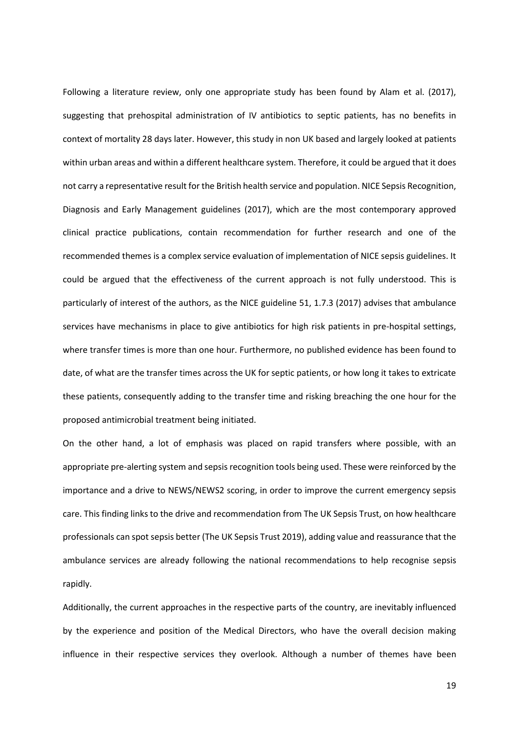Following a literature review, only one appropriate study has been found by Alam et al. (2017), suggesting that prehospital administration of IV antibiotics to septic patients, has no benefits in context of mortality 28 days later. However, this study in non UK based and largely looked at patients within urban areas and within a different healthcare system. Therefore, it could be argued that it does not carry a representative result for the British health service and population. NICE Sepsis Recognition, Diagnosis and Early Management guidelines (2017), which are the most contemporary approved clinical practice publications, contain recommendation for further research and one of the recommended themes is a complex service evaluation of implementation of NICE sepsis guidelines. It could be argued that the effectiveness of the current approach is not fully understood. This is particularly of interest of the authors, as the NICE guideline 51, 1.7.3 (2017) advises that ambulance services have mechanisms in place to give antibiotics for high risk patients in pre-hospital settings, where transfer times is more than one hour. Furthermore, no published evidence has been found to date, of what are the transfer times across the UK for septic patients, or how long it takes to extricate these patients, consequently adding to the transfer time and risking breaching the one hour for the proposed antimicrobial treatment being initiated.

On the other hand, a lot of emphasis was placed on rapid transfers where possible, with an appropriate pre-alerting system and sepsis recognition tools being used. These were reinforced by the importance and a drive to NEWS/NEWS2 scoring, in order to improve the current emergency sepsis care. This finding links to the drive and recommendation from The UK Sepsis Trust, on how healthcare professionals can spot sepsis better (The UK Sepsis Trust 2019), adding value and reassurance that the ambulance services are already following the national recommendations to help recognise sepsis rapidly.

Additionally, the current approaches in the respective parts of the country, are inevitably influenced by the experience and position of the Medical Directors, who have the overall decision making influence in their respective services they overlook. Although a number of themes have been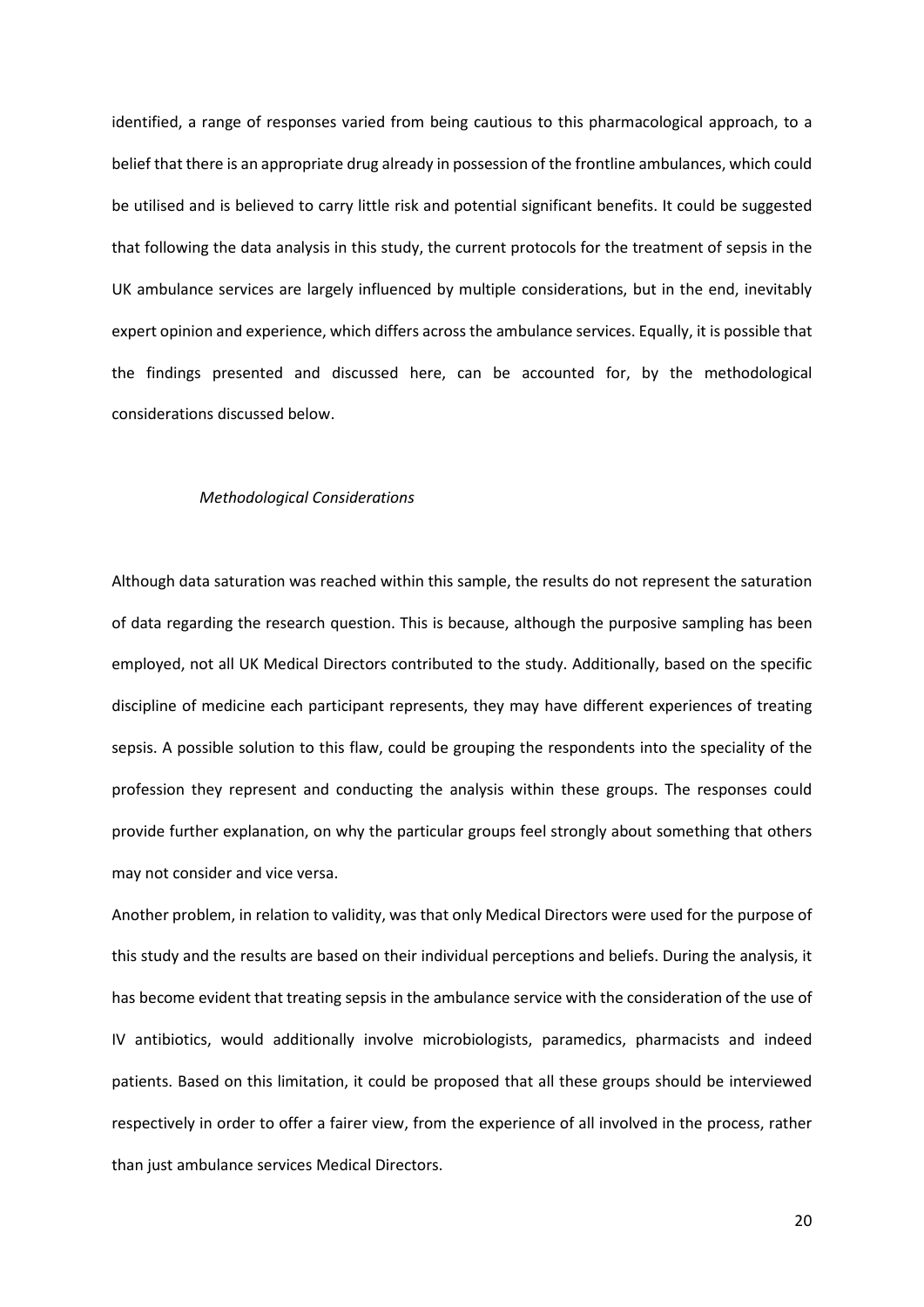identified, a range of responses varied from being cautious to this pharmacological approach, to a belief that there is an appropriate drug already in possession of the frontline ambulances, which could be utilised and is believed to carry little risk and potential significant benefits. It could be suggested that following the data analysis in this study, the current protocols for the treatment of sepsis in the UK ambulance services are largely influenced by multiple considerations, but in the end, inevitably expert opinion and experience, which differs across the ambulance services. Equally, it is possible that the findings presented and discussed here, can be accounted for, by the methodological considerations discussed below.

### *Methodological Considerations*

Although data saturation was reached within this sample, the results do not represent the saturation of data regarding the research question. This is because, although the purposive sampling has been employed, not all UK Medical Directors contributed to the study. Additionally, based on the specific discipline of medicine each participant represents, they may have different experiences of treating sepsis. A possible solution to this flaw, could be grouping the respondents into the speciality of the profession they represent and conducting the analysis within these groups. The responses could provide further explanation, on why the particular groups feel strongly about something that others may not consider and vice versa.

Another problem, in relation to validity, was that only Medical Directors were used for the purpose of this study and the results are based on their individual perceptions and beliefs. During the analysis, it has become evident that treating sepsis in the ambulance service with the consideration of the use of IV antibiotics, would additionally involve microbiologists, paramedics, pharmacists and indeed patients. Based on this limitation, it could be proposed that all these groups should be interviewed respectively in order to offer a fairer view, from the experience of all involved in the process, rather than just ambulance services Medical Directors.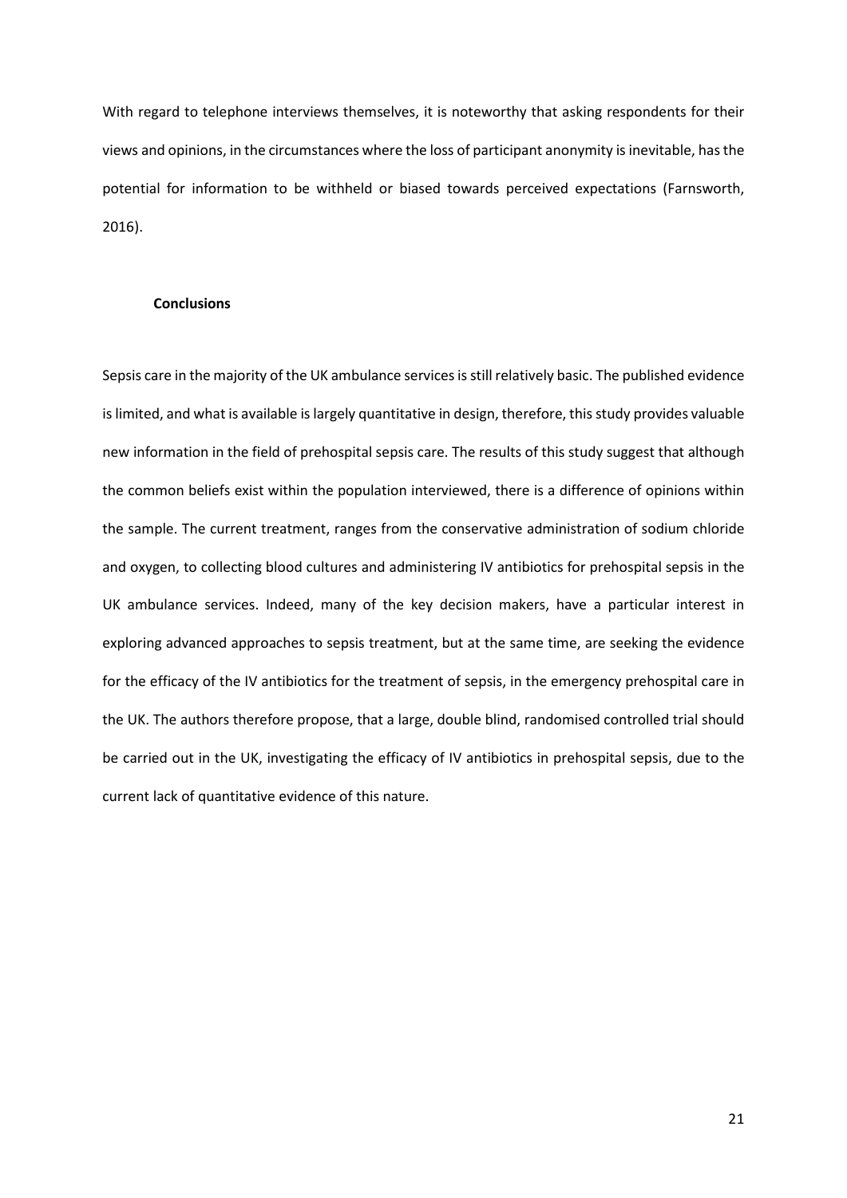With regard to telephone interviews themselves, it is noteworthy that asking respondents for their views and opinions, in the circumstances where the loss of participant anonymity is inevitable, has the potential for information to be withheld or biased towards perceived expectations (Farnsworth, 2016).

## Conclusions

Sepsis care in the majority of the UK ambulance services is still relatively basic. The published evidence is limited, and what is available is largely quantitative in design, therefore, this study provides valuable new information in the field of prehospital sepsis care. The results of this study suggest that although the common beliefs exist within the population interviewed, there is a difference of opinions within the sample. The current treatment, ranges from the conservative administration of sodium chloride and oxygen, to collecting blood cultures and administering IV antibiotics for prehospital sepsis in the UK ambulance services. Indeed, many of the key decision makers, have a particular interest in exploring advanced approaches to sepsis treatment, but at the same time, are seeking the evidence for the efficacy of the IV antibiotics for the treatment of sepsis, in the emergency prehospital care in the UK. The authors therefore propose, that a large, double blind, randomised controlled trial should be carried out in the UK, investigating the efficacy of IV antibiotics in prehospital sepsis, due to the current lack of quantitative evidence of this nature.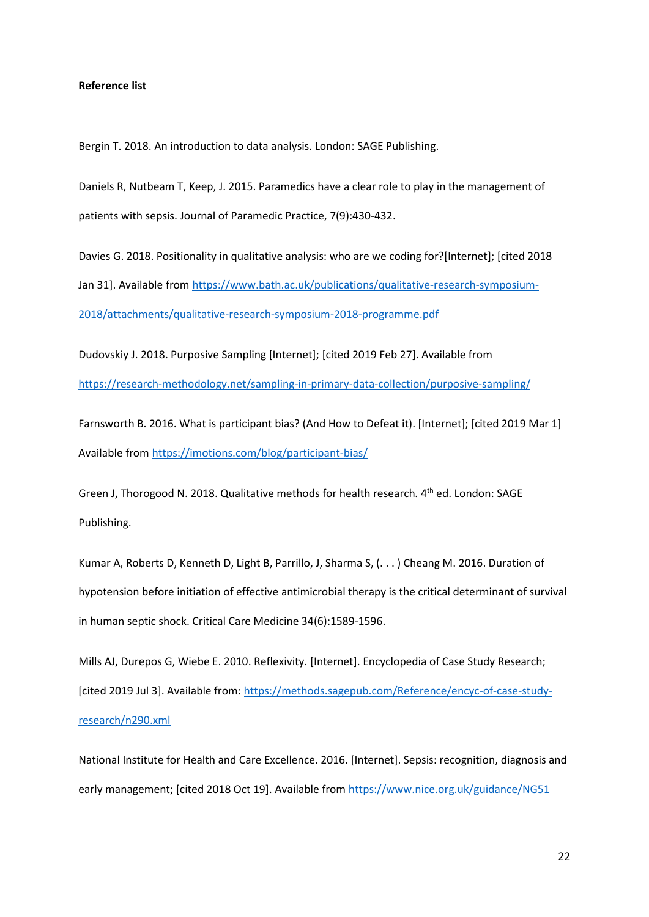**Reference list**

Bergin T. 2018. An introduction to data analysis. London: SAGE Publishing.

Daniels R, Nutbeam T, Keep, J. 2015. Paramedics have a clear role to play in the management of patients with sepsis. Journal of Paramedic Practice, 7(9):430-432.

Davies G. 2018. Positionality in qualitative analysis: who are we coding for?[Internet]; [cited 2018 Jan 31]. Available from https://www.bath.ac.uk/publications/qualitative-research-symposium-2018/attachments/qualitative-research-symposium-2018-programme.pdf

Dudovskiy J. 2018. Purposive Sampling [Internet]; [cited 2019 Feb 27]. Available from https://research-methodology.net/sampling-in-primary-data-collection/purposive-sampling/

Farnsworth B. 2016. What is participant bias? (And How to Defeat it). [Internet]; [cited 2019 Mar 1] Available from https://imotions.com/blog/participant-bias/

Green J, Thorogood N. 2018. Qualitative methods for health research. 4th ed. London: SAGE Publishing.

Kumar A, Roberts D, Kenneth D, Light B, Parrillo, J, Sharma S, (. . . ) Cheang M. 2016. Duration of hypotension before initiation of effective antimicrobial therapy is the critical determinant of survival in human septic shock. Critical Care Medicine 34(6):1589-1596.

Mills AJ, Durepos G, Wiebe E. 2010. Reflexivity. [Internet]. Encyclopedia of Case Study Research; [cited 2019 Jul 3]. Available from: https://methods.sagepub.com/Reference/encyc-of-case-study-research/n290.xml

National Institute for Health and Care Excellence. 2016. [Internet]. Sepsis: recognition, diagnosis and early management; [cited 2018 Oct 19]. Available from https://www.nice.org.uk/guidance/NG51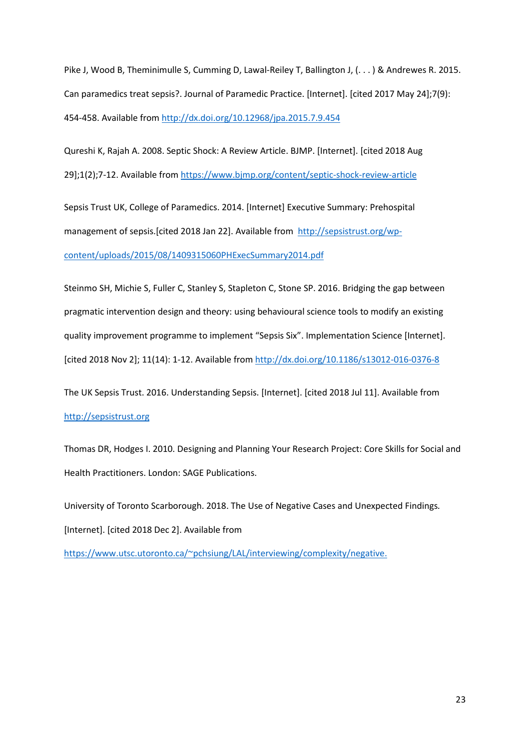Pike J, Wood B, Theminimulle S, Cumming D, Lawal-Reiley T, Ballington J, (. . . ) & Andrewes R. 2015. Can paramedics treat sepsis?. Journal of Paramedic Practice. [Internet]. [cited 2017 May 24];7(9): 454-458. Available from http://dx.doi.org/10.12968/jpa.2015.7.9.454

Qureshi K, Rajah A. 2008. Septic Shock: A Review Article. BJMP. [Internet]. [cited 2018 Aug 29];1(2);7-12. Available from https://www.bjmp.org/content/septic-shock-review-article

Sepsis Trust UK, College of Paramedics. 2014. [Internet] Executive Summary: Prehospital management of sepsis.[cited 2018 Jan 22]. Available from http://sepsistrust.org/wp-content/uploads/2015/08/1409315060PHExecSummary2014.pdf

Steinmo SH, Michie S, Fuller C, Stanley S, Stapleton C, Stone SP. 2016. Bridging the gap between pragmatic intervention design and theory: using behavioural science tools to modify an existing quality improvement programme to implement “Sepsis Six”. Implementation Science [Internet]. [cited 2018 Nov 2]; 11(14): 1-12. Available from http://dx.doi.org/10.1186/s13012-016-0376-8

The UK Sepsis Trust. 2016. Understanding Sepsis. [Internet]. [cited 2018 Jul 11]. Available from http://sepsistrust.org

Thomas DR, Hodges I. 2010. Designing and Planning Your Research Project: Core Skills for Social and Health Practitioners. London: SAGE Publications.

University of Toronto Scarborough. 2018. The Use of Negative Cases and Unexpected Findings. [Internet]. [cited 2018 Dec 2]. Available from https://www.utsc.utoronto.ca/~pchsiung/LAL/interviewing/complexity/negative.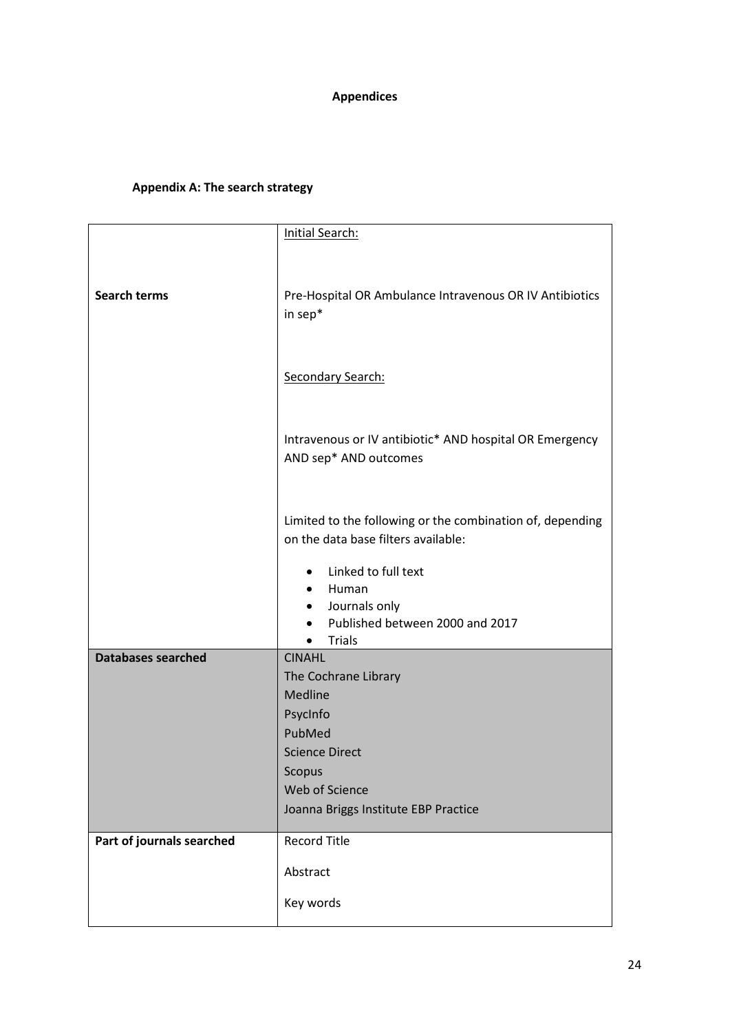# Appendices

## Appendix A: The search strategy

| | |
|---|---|
| **Search terms** | Initial Search:<br><br>Pre-Hospital OR Ambulance Intravenous OR IV Antibiotics in sep*<br><br>Secondary Search:<br><br>Intravenous or IV antibiotic* AND hospital OR Emergency AND sep* AND outcomes<br><br>Limited to the following or the combination of, depending on the data base filters available:<br><br>• Linked to full text<br>• Human<br>• Journals only<br>• Published between 2000 and 2017<br>• Trials |
| **Databases searched** | CINAHL<br>The Cochrane Library<br>Medline<br>PsycInfo<br>PubMed<br>Science Direct<br>Scopus<br>Web of Science<br>Joanna Briggs Institute EBP Practice |
| **Part of journals searched** | Record Title<br><br>Abstract<br><br>Key words |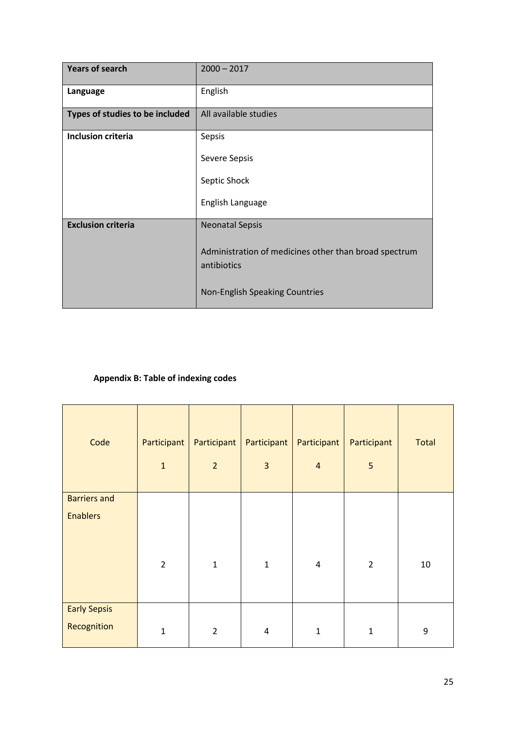| Years of search | 2000 – 2017 |
|---|---|
| Language | English |
| Types of studies to be included | All available studies |
| Inclusion criteria | Sepsis<br><br>Severe Sepsis<br><br>Septic Shock<br><br>English Language |
| Exclusion criteria | Neonatal Sepsis<br><br>Administration of medicines other than broad spectrum antibiotics<br><br>Non-English Speaking Countries |

**Appendix B: Table of indexing codes**

| Code | Participant 1 | Participant 2 | Participant 3 | Participant 4 | Participant 5 | Total |
|---|---|---|---|---|---|---|
| Barriers and Enablers | 2 | 1 | 1 | 4 | 2 | 10 |
| Early Sepsis Recognition | 1 | 2 | 4 | 1 | 1 | 9 |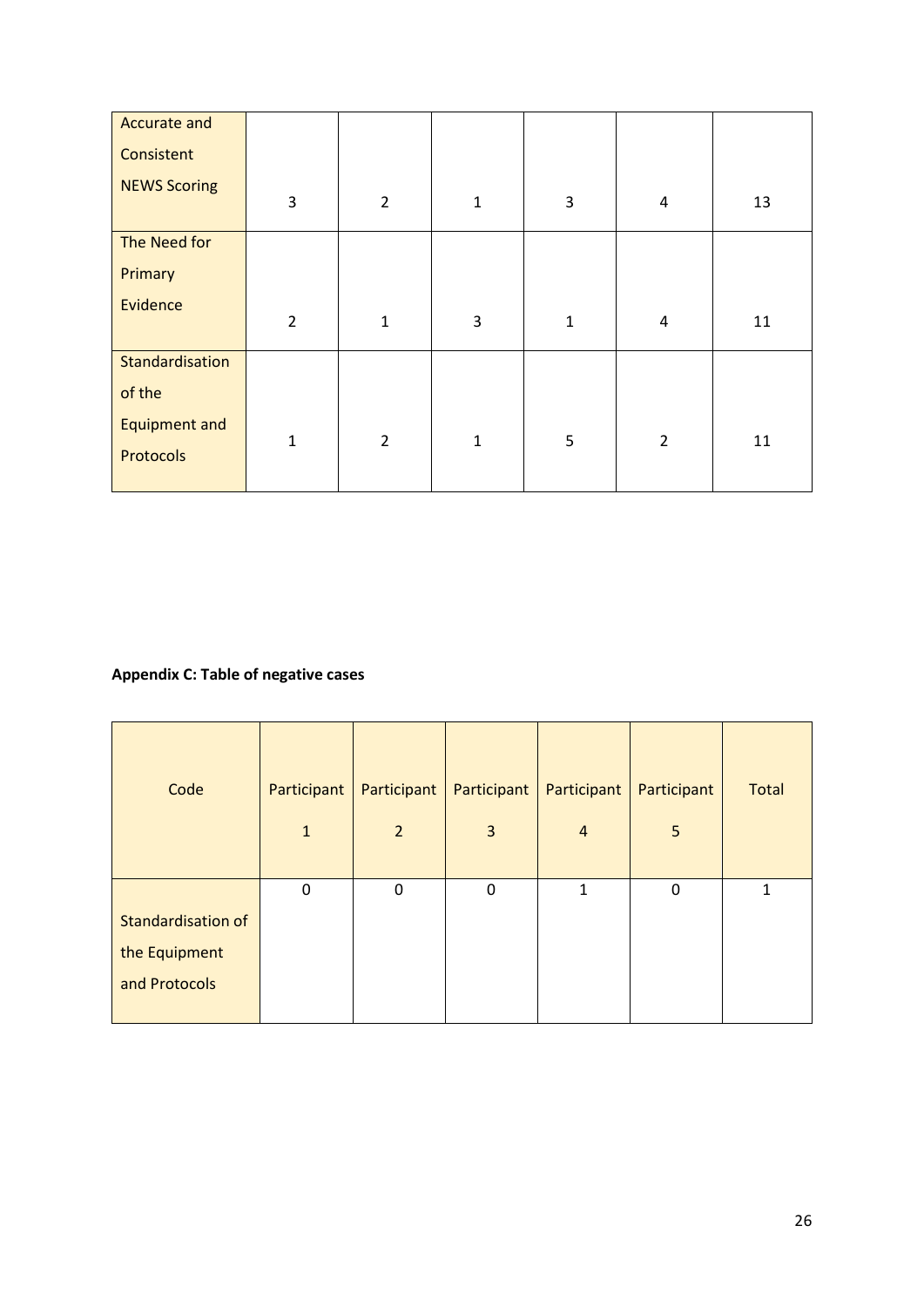| | | | | | | |
|---|---|---|---|---|---|---|
| Accurate and Consistent NEWS Scoring | 3 | 2 | 1 | 3 | 4 | 13 |
| The Need for Primary Evidence | 2 | 1 | 3 | 1 | 4 | 11 |
| Standardisation of the Equipment and Protocols | 1 | 2 | 1 | 5 | 2 | 11 |

**Appendix C: Table of negative cases**

| Code | Participant 1 | Participant 2 | Participant 3 | Participant 4 | Participant 5 | Total |
|---|---|---|---|---|---|---|
| Standardisation of the Equipment and Protocols | 0 | 0 | 0 | 1 | 0 | 1 |